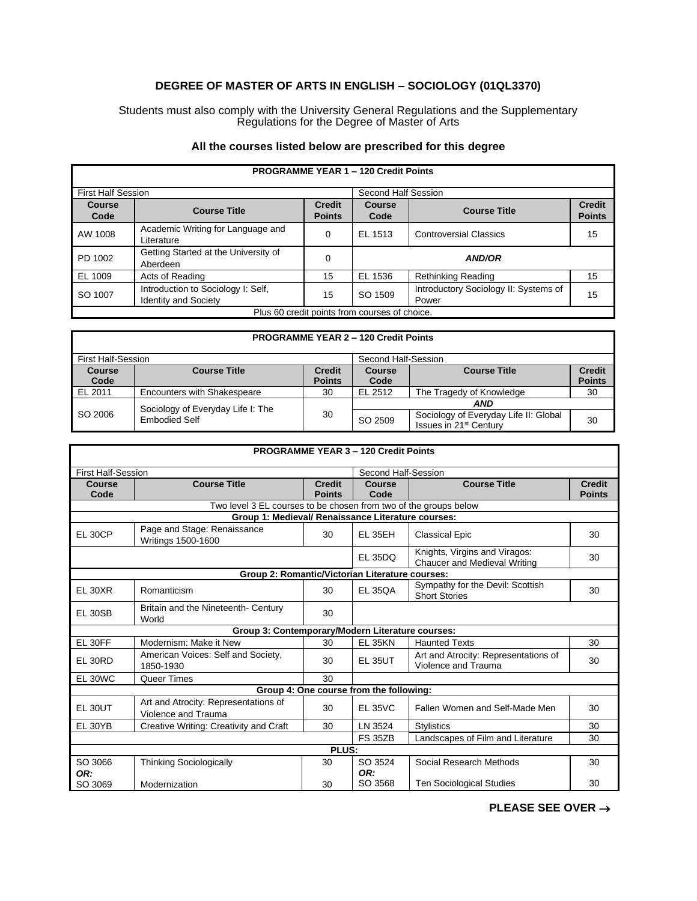# DEGREE OF MASTER OF ARTS IN ENGLISH – SOCIOLOGY (01QL3370)

Students must also comply with the University General Regulations and the Supplementary Regulations for the Degree of Master of Arts

### All the courses listed below are prescribed for this degree

| PROGRAMME YEAR 1 – 120 Credit Points | | | | | |
|---|---|---|---|---|---|
| First Half Session | | | Second Half Session | | |
| **Course Code** | **Course Title** | **Credit Points** | **Course Code** | **Course Title** | **Credit Points** |
| AW 1008 | Academic Writing for Language and Literature | 0 | EL 1513 | Controversial Classics | 15 |
| PD 1002 | Getting Started at the University of Aberdeen | 0 | | ***AND/OR*** | |
| EL 1009 | Acts of Reading | 15 | EL 1536 | Rethinking Reading | 15 |
| SO 1007 | Introduction to Sociology I: Self, Identity and Society | 15 | SO 1509 | Introductory Sociology II: Systems of Power | 15 |
| Plus 60 credit points from courses of choice. | | | | | |

| PROGRAMME YEAR 2 – 120 Credit Points | | | | | |
|---|---|---|---|---|---|
| First Half-Session | | | Second Half-Session | | |
| **Course Code** | **Course Title** | **Credit Points** | **Course Code** | **Course Title** | **Credit Points** |
| EL 2011 | Encounters with Shakespeare | 30 | EL 2512 | The Tragedy of Knowledge | 30 |
| SO 2006 | Sociology of Everyday Life I: The Embodied Self | 30 | | ***AND*** | |
| | | | SO 2509 | Sociology of Everyday Life II: Global Issues in 21st Century | 30 |

| PROGRAMME YEAR 3 – 120 Credit Points | | | | | |
|---|---|---|---|---|---|
| First Half-Session | | | Second Half-Session | | |
| **Course Code** | **Course Title** | **Credit Points** | **Course Code** | **Course Title** | **Credit Points** |
| Two level 3 EL courses to be chosen from two of the groups below | | | | | |
| **Group 1: Medieval/ Renaissance Literature courses:** | | | | | |
| EL 30CP | Page and Stage: Renaissance Writings 1500-1600 | 30 | EL 35EH | Classical Epic | 30 |
| | | | EL 35DQ | Knights, Virgins and Viragos: Chaucer and Medieval Writing | 30 |
| **Group 2: Romantic/Victorian Literature courses:** | | | | | |
| EL 30XR | Romanticism | 30 | EL 35QA | Sympathy for the Devil: Scottish Short Stories | 30 |
| EL 30SB | Britain and the Nineteenth- Century World | 30 | | | |
| **Group 3: Contemporary/Modern Literature courses:** | | | | | |
| EL 30FF | Modernism: Make it New | 30 | EL 35KN | Haunted Texts | 30 |
| EL 30RD | American Voices: Self and Society, 1850-1930 | 30 | EL 35UT | Art and Atrocity: Representations of Violence and Trauma | 30 |
| EL 30WC | Queer Times | 30 | | | |
| **Group 4: One course from the following:** | | | | | |
| EL 30UT | Art and Atrocity: Representations of Violence and Trauma | 30 | EL 35VC | Fallen Women and Self-Made Men | 30 |
| EL 30YB | Creative Writing: Creativity and Craft | 30 | LN 3524 | Stylistics | 30 |
| | | | FS 35ZB | Landscapes of Film and Literature | 30 |
| **PLUS:** | | | | | |
| SO 3066 ***OR:*** | Thinking Sociologically | 30 | SO 3524 ***OR:*** | Social Research Methods | 30 |
| SO 3069 | Modernization | 30 | SO 3568 | Ten Sociological Studies | 30 |

**PLEASE SEE OVER →**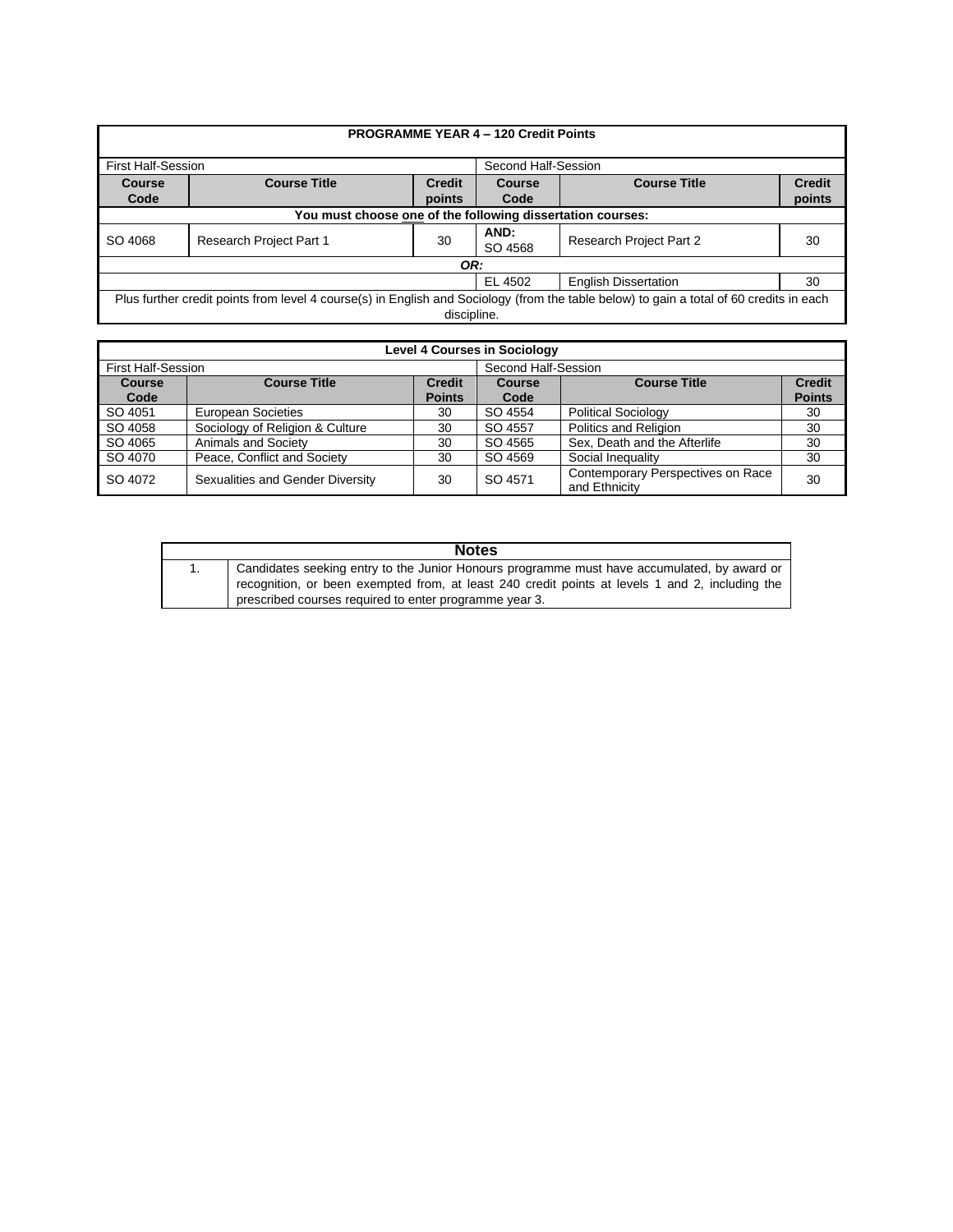| PROGRAMME YEAR 4 – 120 Credit Points | | | | | |
|---|---|---|---|---|---|
| First Half-Session | | | Second Half-Session | | |
| **Course Code** | **Course Title** | **Credit points** | **Course Code** | **Course Title** | **Credit points** |
| **You must choose one of the following dissertation courses:** | | | | | |
| SO 4068 | Research Project Part 1 | 30 | **AND:** SO 4568 | Research Project Part 2 | 30 |
| ***OR:*** | | | | | |
| | | | EL 4502 | English Dissertation | 30 |
| Plus further credit points from level 4 course(s) in English and Sociology (from the table below) to gain a total of 60 credits in each discipline. | | | | | |

| Level 4 Courses in Sociology | | | | | |
|---|---|---|---|---|---|
| First Half-Session | | | Second Half-Session | | |
| **Course Code** | **Course Title** | **Credit Points** | **Course Code** | **Course Title** | **Credit Points** |
| SO 4051 | European Societies | 30 | SO 4554 | Political Sociology | 30 |
| SO 4058 | Sociology of Religion & Culture | 30 | SO 4557 | Politics and Religion | 30 |
| SO 4065 | Animals and Society | 30 | SO 4565 | Sex, Death and the Afterlife | 30 |
| SO 4070 | Peace, Conflict and Society | 30 | SO 4569 | Social Inequality | 30 |
| SO 4072 | Sexualities and Gender Diversity | 30 | SO 4571 | Contemporary Perspectives on Race and Ethnicity | 30 |

| Notes | |
|---|---|
| 1. | Candidates seeking entry to the Junior Honours programme must have accumulated, by award or recognition, or been exempted from, at least 240 credit points at levels 1 and 2, including the prescribed courses required to enter programme year 3. |